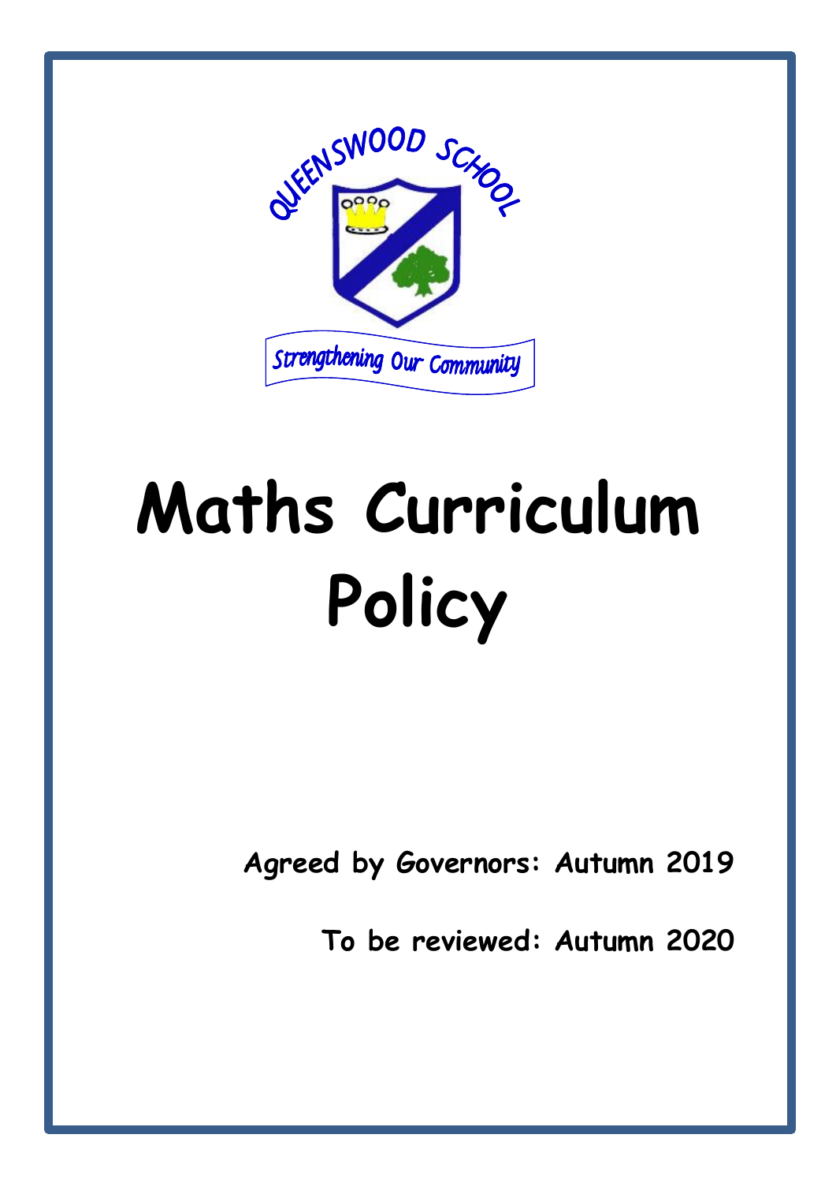QUEENSWOOD SCHOOL

Strengthening Our Community

# Maths Curriculum Policy

**Agreed by Governors: Autumn 2019**

**To be reviewed: Autumn 2020**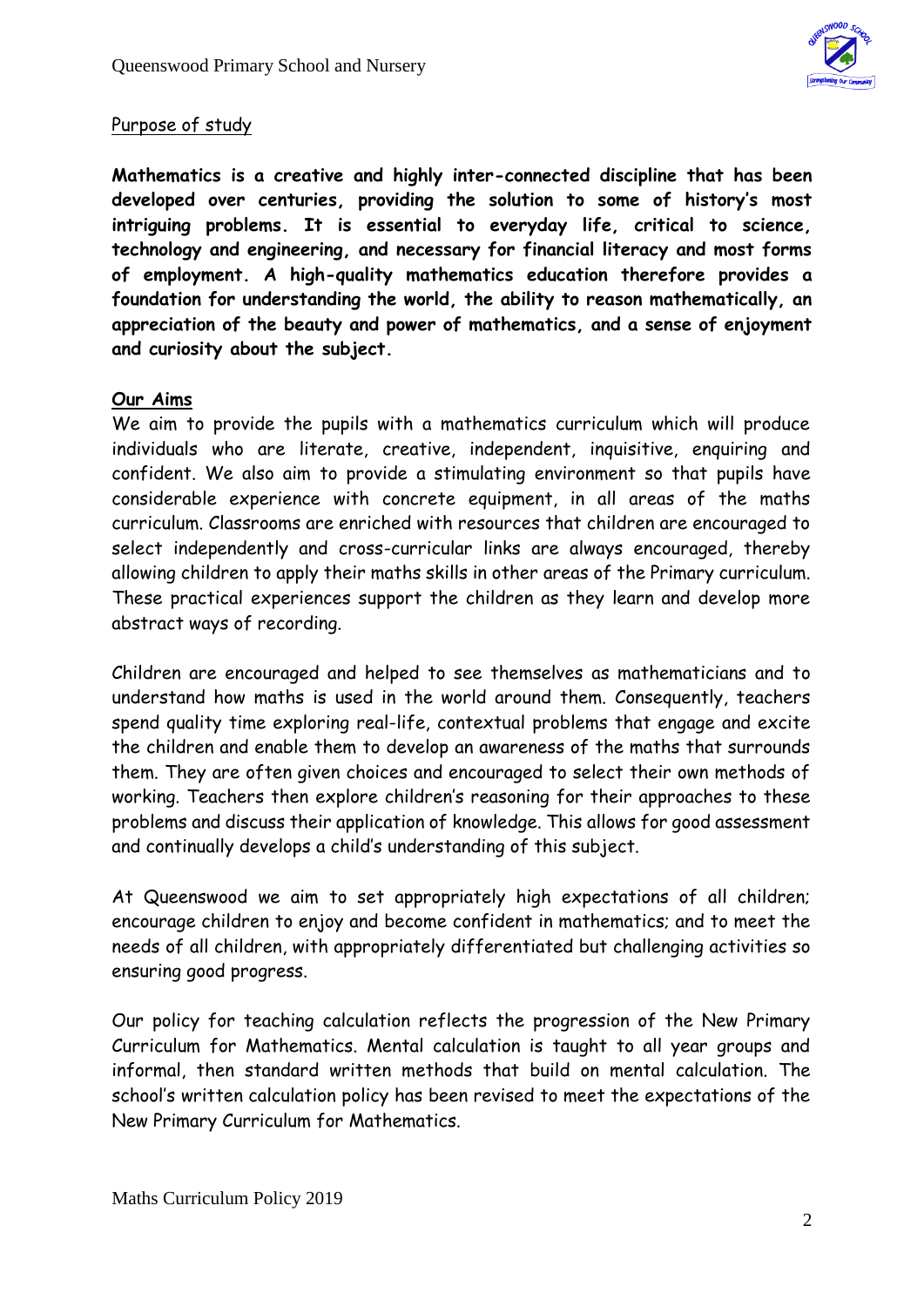Purpose of study

**Mathematics is a creative and highly inter-connected discipline that has been developed over centuries, providing the solution to some of history's most intriguing problems. It is essential to everyday life, critical to science, technology and engineering, and necessary for financial literacy and most forms of employment. A high-quality mathematics education therefore provides a foundation for understanding the world, the ability to reason mathematically, an appreciation of the beauty and power of mathematics, and a sense of enjoyment and curiosity about the subject.**

## Our Aims

We aim to provide the pupils with a mathematics curriculum which will produce individuals who are literate, creative, independent, inquisitive, enquiring and confident. We also aim to provide a stimulating environment so that pupils have considerable experience with concrete equipment, in all areas of the maths curriculum. Classrooms are enriched with resources that children are encouraged to select independently and cross-curricular links are always encouraged, thereby allowing children to apply their maths skills in other areas of the Primary curriculum. These practical experiences support the children as they learn and develop more abstract ways of recording.

Children are encouraged and helped to see themselves as mathematicians and to understand how maths is used in the world around them. Consequently, teachers spend quality time exploring real-life, contextual problems that engage and excite the children and enable them to develop an awareness of the maths that surrounds them. They are often given choices and encouraged to select their own methods of working. Teachers then explore children's reasoning for their approaches to these problems and discuss their application of knowledge. This allows for good assessment and continually develops a child's understanding of this subject.

At Queenswood we aim to set appropriately high expectations of all children; encourage children to enjoy and become confident in mathematics; and to meet the needs of all children, with appropriately differentiated but challenging activities so ensuring good progress.

Our policy for teaching calculation reflects the progression of the New Primary Curriculum for Mathematics. Mental calculation is taught to all year groups and informal, then standard written methods that build on mental calculation. The school's written calculation policy has been revised to meet the expectations of the New Primary Curriculum for Mathematics.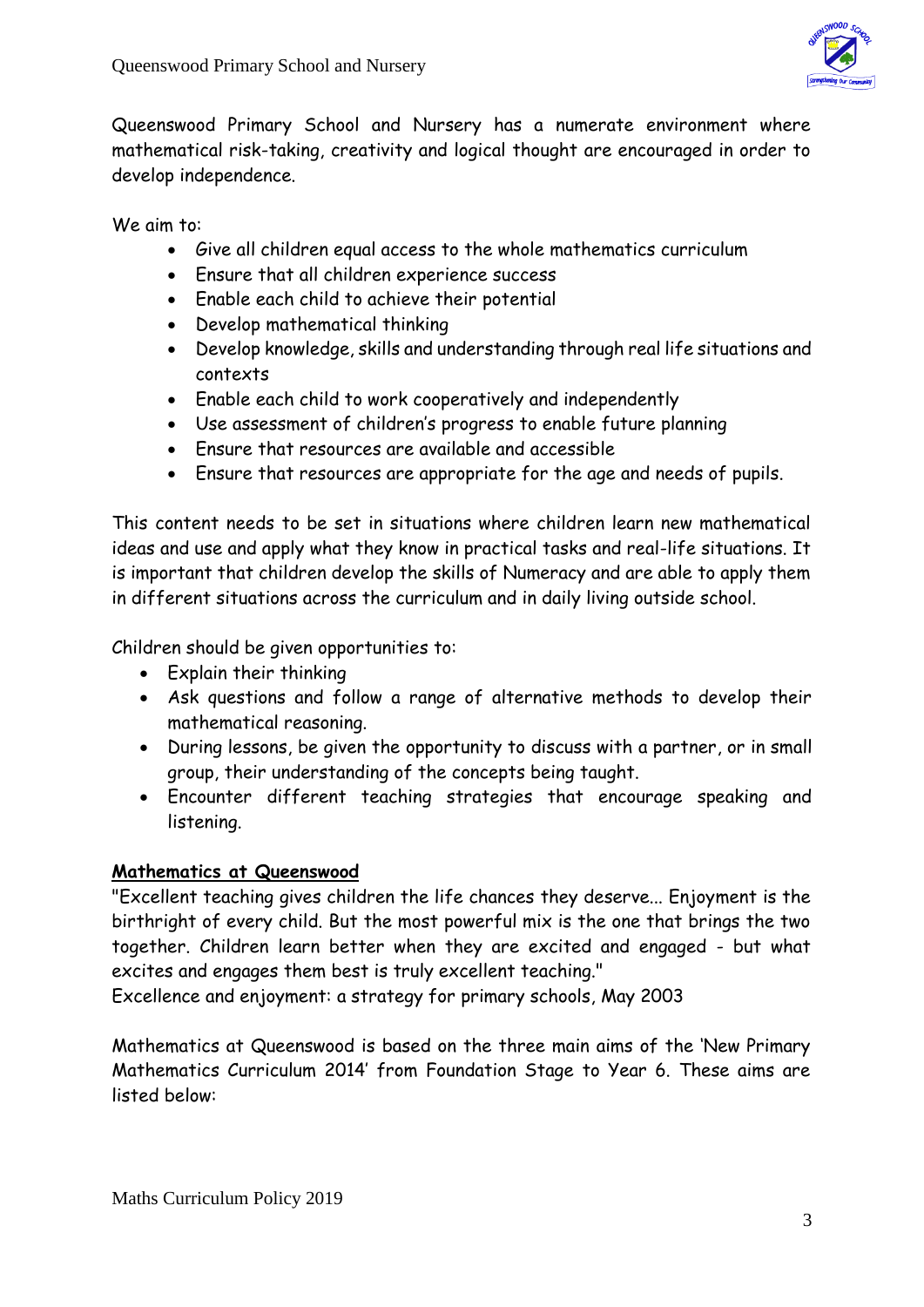Queenswood Primary School and Nursery has a numerate environment where mathematical risk-taking, creativity and logical thought are encouraged in order to develop independence.

We aim to:

- Give all children equal access to the whole mathematics curriculum
- Ensure that all children experience success
- Enable each child to achieve their potential
- Develop mathematical thinking
- Develop knowledge, skills and understanding through real life situations and contexts
- Enable each child to work cooperatively and independently
- Use assessment of children's progress to enable future planning
- Ensure that resources are available and accessible
- Ensure that resources are appropriate for the age and needs of pupils.

This content needs to be set in situations where children learn new mathematical ideas and use and apply what they know in practical tasks and real-life situations. It is important that children develop the skills of Numeracy and are able to apply them in different situations across the curriculum and in daily living outside school.

Children should be given opportunities to:

- Explain their thinking
- Ask questions and follow a range of alternative methods to develop their mathematical reasoning.
- During lessons, be given the opportunity to discuss with a partner, or in small group, their understanding of the concepts being taught.
- Encounter different teaching strategies that encourage speaking and listening.

**Mathematics at Queenswood**

"Excellent teaching gives children the life chances they deserve... Enjoyment is the birthright of every child. But the most powerful mix is the one that brings the two together. Children learn better when they are excited and engaged - but what excites and engages them best is truly excellent teaching."
Excellence and enjoyment: a strategy for primary schools, May 2003

Mathematics at Queenswood is based on the three main aims of the 'New Primary Mathematics Curriculum 2014' from Foundation Stage to Year 6. These aims are listed below: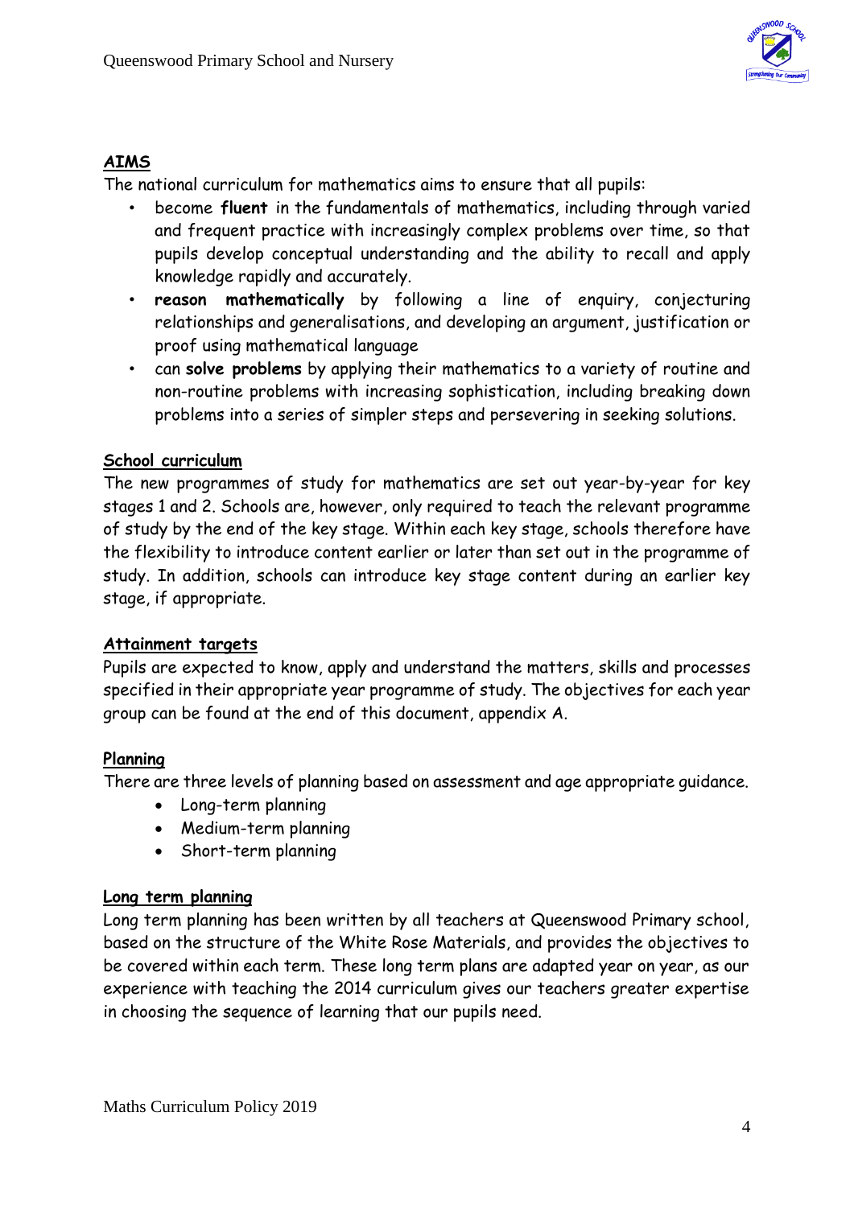## AIMS

The national curriculum for mathematics aims to ensure that all pupils:

- become **fluent** in the fundamentals of mathematics, including through varied and frequent practice with increasingly complex problems over time, so that pupils develop conceptual understanding and the ability to recall and apply knowledge rapidly and accurately.
- **reason mathematically** by following a line of enquiry, conjecturing relationships and generalisations, and developing an argument, justification or proof using mathematical language
- can **solve problems** by applying their mathematics to a variety of routine and non-routine problems with increasing sophistication, including breaking down problems into a series of simpler steps and persevering in seeking solutions.

## School curriculum

The new programmes of study for mathematics are set out year-by-year for key stages 1 and 2. Schools are, however, only required to teach the relevant programme of study by the end of the key stage. Within each key stage, schools therefore have the flexibility to introduce content earlier or later than set out in the programme of study. In addition, schools can introduce key stage content during an earlier key stage, if appropriate.

## Attainment targets

Pupils are expected to know, apply and understand the matters, skills and processes specified in their appropriate year programme of study. The objectives for each year group can be found at the end of this document, appendix A.

## Planning

There are three levels of planning based on assessment and age appropriate guidance.

- Long-term planning
- Medium-term planning
- Short-term planning

## Long term planning

Long term planning has been written by all teachers at Queenswood Primary school, based on the structure of the White Rose Materials, and provides the objectives to be covered within each term. These long term plans are adapted year on year, as our experience with teaching the 2014 curriculum gives our teachers greater expertise in choosing the sequence of learning that our pupils need.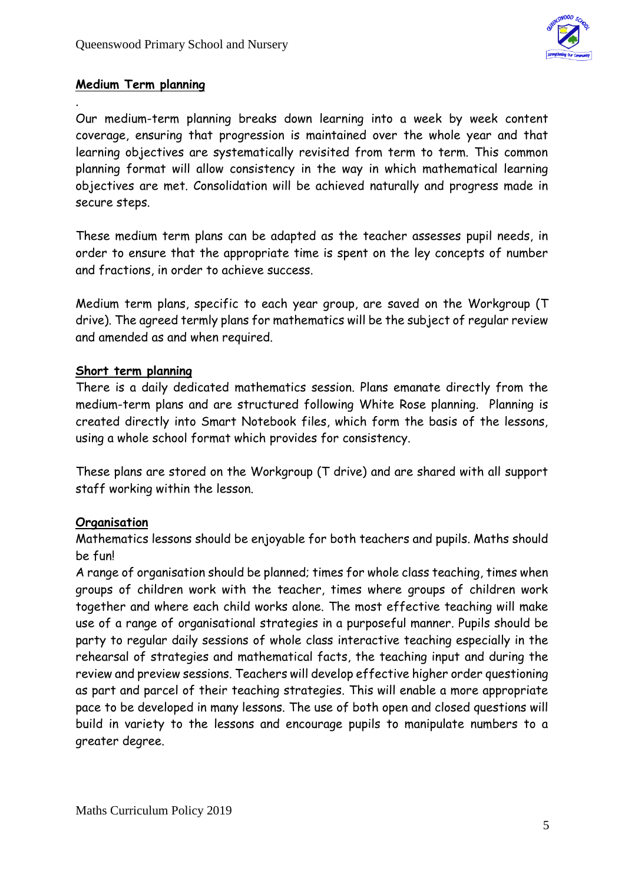## Medium Term planning

.

Our medium-term planning breaks down learning into a week by week content coverage, ensuring that progression is maintained over the whole year and that learning objectives are systematically revisited from term to term. This common planning format will allow consistency in the way in which mathematical learning objectives are met. Consolidation will be achieved naturally and progress made in secure steps.

These medium term plans can be adapted as the teacher assesses pupil needs, in order to ensure that the appropriate time is spent on the ley concepts of number and fractions, in order to achieve success.

Medium term plans, specific to each year group, are saved on the Workgroup (T drive). The agreed termly plans for mathematics will be the subject of regular review and amended as and when required.

## Short term planning

There is a daily dedicated mathematics session. Plans emanate directly from the medium-term plans and are structured following White Rose planning. Planning is created directly into Smart Notebook files, which form the basis of the lessons, using a whole school format which provides for consistency.

These plans are stored on the Workgroup (T drive) and are shared with all support staff working within the lesson.

## Organisation

Mathematics lessons should be enjoyable for both teachers and pupils. Maths should be fun!

A range of organisation should be planned; times for whole class teaching, times when groups of children work with the teacher, times where groups of children work together and where each child works alone. The most effective teaching will make use of a range of organisational strategies in a purposeful manner. Pupils should be party to regular daily sessions of whole class interactive teaching especially in the rehearsal of strategies and mathematical facts, the teaching input and during the review and preview sessions. Teachers will develop effective higher order questioning as part and parcel of their teaching strategies. This will enable a more appropriate pace to be developed in many lessons. The use of both open and closed questions will build in variety to the lessons and encourage pupils to manipulate numbers to a greater degree.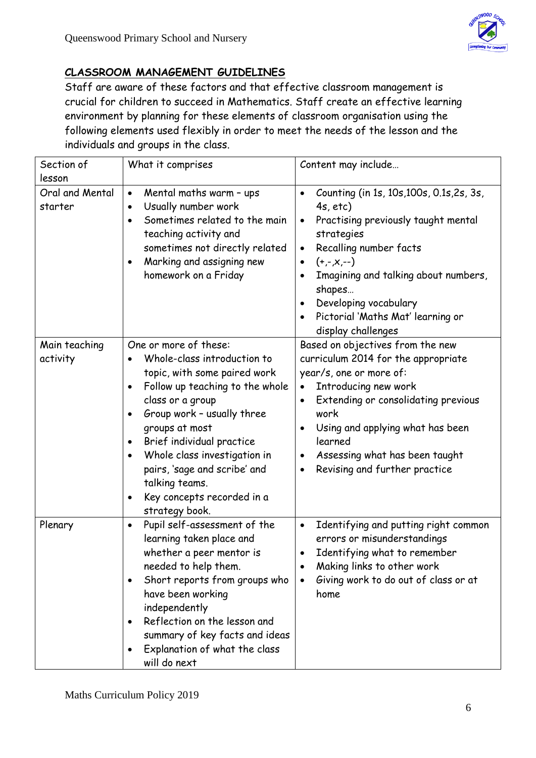## CLASSROOM MANAGEMENT GUIDELINES

Staff are aware of these factors and that effective classroom management is crucial for children to succeed in Mathematics. Staff create an effective learning environment by planning for these elements of classroom organisation using the following elements used flexibly in order to meet the needs of the lesson and the individuals and groups in the class.

| Section of lesson | What it comprises | Content may include… |
|---|---|---|
| Oral and Mental starter | • Mental maths warm – ups<br>• Usually number work<br>• Sometimes related to the main teaching activity and sometimes not directly related<br>• Marking and assigning new homework on a Friday | • Counting (in 1s, 10s,100s, 0.1s,2s, 3s, 4s, etc)<br>• Practising previously taught mental strategies<br>• Recalling number facts<br>• (+,-,x,--)<br>• Imagining and talking about numbers, shapes…<br>• Developing vocabulary<br>• Pictorial 'Maths Mat' learning or display challenges |
| Main teaching activity | One or more of these:<br>• Whole-class introduction to topic, with some paired work<br>• Follow up teaching to the whole class or a group<br>• Group work – usually three groups at most<br>• Brief individual practice<br>• Whole class investigation in pairs, 'sage and scribe' and talking teams.<br>• Key concepts recorded in a strategy book. | Based on objectives from the new curriculum 2014 for the appropriate year/s, one or more of:<br>• Introducing new work<br>• Extending or consolidating previous work<br>• Using and applying what has been learned<br>• Assessing what has been taught<br>• Revising and further practice |
| Plenary | • Pupil self-assessment of the learning taken place and whether a peer mentor is needed to help them.<br>• Short reports from groups who have been working independently<br>• Reflection on the lesson and summary of key facts and ideas<br>• Explanation of what the class will do next | • Identifying and putting right common errors or misunderstandings<br>• Identifying what to remember<br>• Making links to other work<br>• Giving work to do out of class or at home |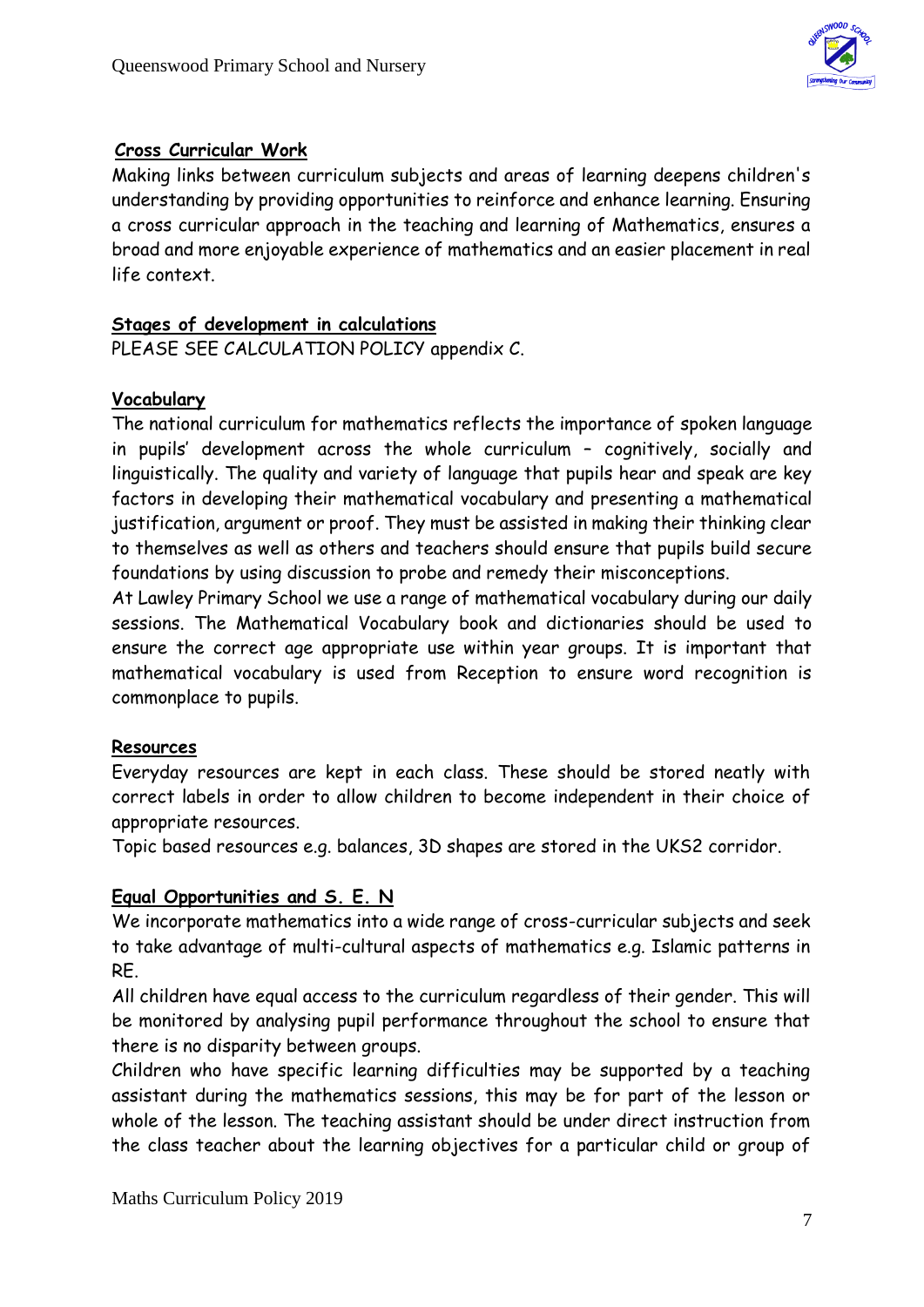## Cross Curricular Work

Making links between curriculum subjects and areas of learning deepens children's understanding by providing opportunities to reinforce and enhance learning. Ensuring a cross curricular approach in the teaching and learning of Mathematics, ensures a broad and more enjoyable experience of mathematics and an easier placement in real life context.

## Stages of development in calculations

PLEASE SEE CALCULATION POLICY appendix C.

## Vocabulary

The national curriculum for mathematics reflects the importance of spoken language in pupils' development across the whole curriculum – cognitively, socially and linguistically. The quality and variety of language that pupils hear and speak are key factors in developing their mathematical vocabulary and presenting a mathematical justification, argument or proof. They must be assisted in making their thinking clear to themselves as well as others and teachers should ensure that pupils build secure foundations by using discussion to probe and remedy their misconceptions.

At Lawley Primary School we use a range of mathematical vocabulary during our daily sessions. The Mathematical Vocabulary book and dictionaries should be used to ensure the correct age appropriate use within year groups. It is important that mathematical vocabulary is used from Reception to ensure word recognition is commonplace to pupils.

## Resources

Everyday resources are kept in each class. These should be stored neatly with correct labels in order to allow children to become independent in their choice of appropriate resources.

Topic based resources e.g. balances, 3D shapes are stored in the UKS2 corridor.

## Equal Opportunities and S. E. N

We incorporate mathematics into a wide range of cross-curricular subjects and seek to take advantage of multi-cultural aspects of mathematics e.g. Islamic patterns in RE.

All children have equal access to the curriculum regardless of their gender. This will be monitored by analysing pupil performance throughout the school to ensure that there is no disparity between groups.

Children who have specific learning difficulties may be supported by a teaching assistant during the mathematics sessions, this may be for part of the lesson or whole of the lesson. The teaching assistant should be under direct instruction from the class teacher about the learning objectives for a particular child or group of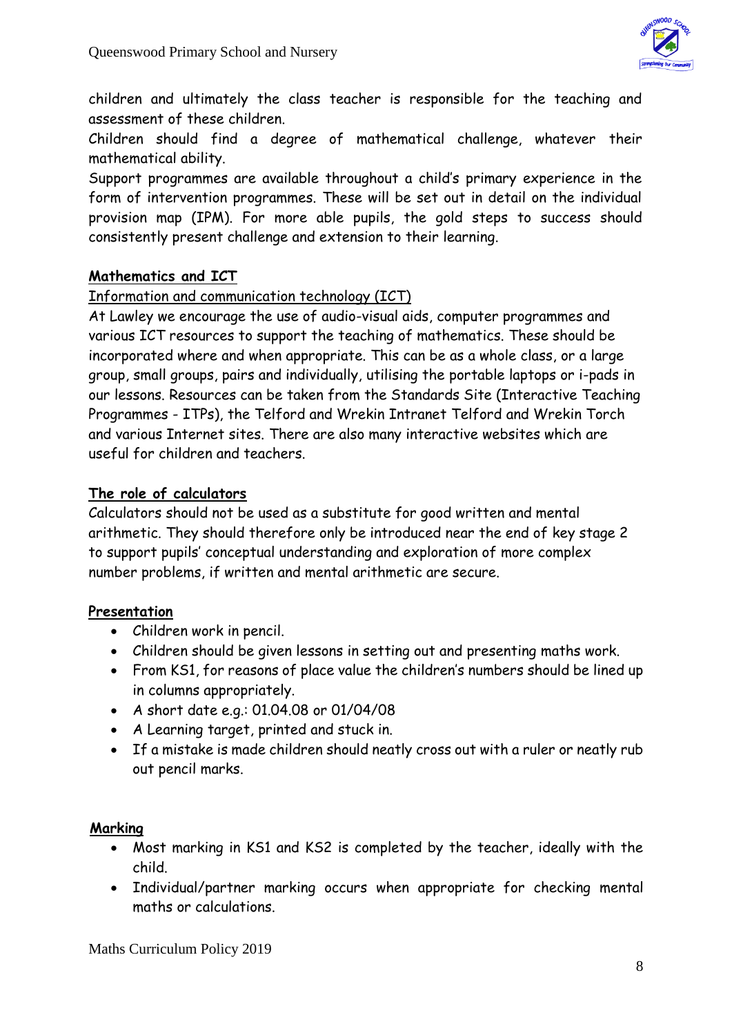children and ultimately the class teacher is responsible for the teaching and assessment of these children.

Children should find a degree of mathematical challenge, whatever their mathematical ability.

Support programmes are available throughout a child's primary experience in the form of intervention programmes. These will be set out in detail on the individual provision map (IPM). For more able pupils, the gold steps to success should consistently present challenge and extension to their learning.

## Mathematics and ICT

Information and communication technology (ICT)

At Lawley we encourage the use of audio-visual aids, computer programmes and various ICT resources to support the teaching of mathematics. These should be incorporated where and when appropriate. This can be as a whole class, or a large group, small groups, pairs and individually, utilising the portable laptops or i-pads in our lessons. Resources can be taken from the Standards Site (Interactive Teaching Programmes - ITPs), the Telford and Wrekin Intranet Telford and Wrekin Torch and various Internet sites. There are also many interactive websites which are useful for children and teachers.

## The role of calculators

Calculators should not be used as a substitute for good written and mental arithmetic. They should therefore only be introduced near the end of key stage 2 to support pupils' conceptual understanding and exploration of more complex number problems, if written and mental arithmetic are secure.

## Presentation

- Children work in pencil.
- Children should be given lessons in setting out and presenting maths work.
- From KS1, for reasons of place value the children's numbers should be lined up in columns appropriately.
- A short date e.g.: 01.04.08 or 01/04/08
- A Learning target, printed and stuck in.
- If a mistake is made children should neatly cross out with a ruler or neatly rub out pencil marks.

## Marking

- Most marking in KS1 and KS2 is completed by the teacher, ideally with the child.
- Individual/partner marking occurs when appropriate for checking mental maths or calculations.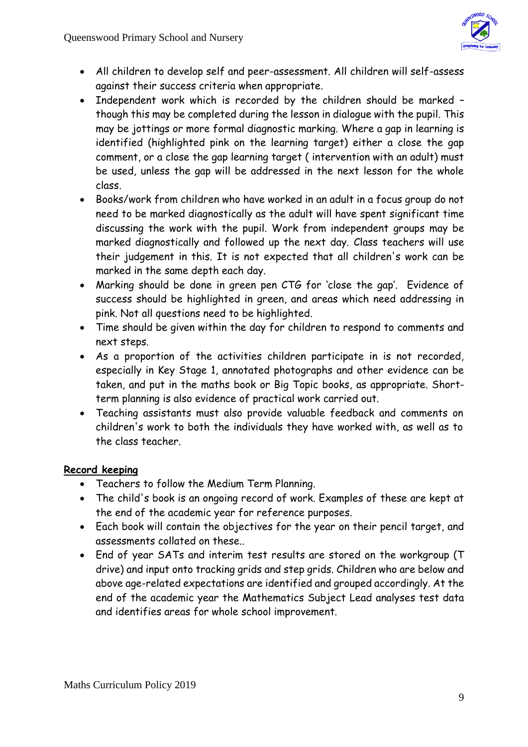- All children to develop self and peer-assessment. All children will self-assess against their success criteria when appropriate.
- Independent work which is recorded by the children should be marked – though this may be completed during the lesson in dialogue with the pupil. This may be jottings or more formal diagnostic marking. Where a gap in learning is identified (highlighted pink on the learning target) either a close the gap comment, or a close the gap learning target ( intervention with an adult) must be used, unless the gap will be addressed in the next lesson for the whole class.
- Books/work from children who have worked in an adult in a focus group do not need to be marked diagnostically as the adult will have spent significant time discussing the work with the pupil. Work from independent groups may be marked diagnostically and followed up the next day. Class teachers will use their judgement in this. It is not expected that all children's work can be marked in the same depth each day.
- Marking should be done in green pen CTG for 'close the gap'. Evidence of success should be highlighted in green, and areas which need addressing in pink. Not all questions need to be highlighted.
- Time should be given within the day for children to respond to comments and next steps.
- As a proportion of the activities children participate in is not recorded, especially in Key Stage 1, annotated photographs and other evidence can be taken, and put in the maths book or Big Topic books, as appropriate. Short-term planning is also evidence of practical work carried out.
- Teaching assistants must also provide valuable feedback and comments on children's work to both the individuals they have worked with, as well as to the class teacher.

**Record keeping**

- Teachers to follow the Medium Term Planning.
- The child's book is an ongoing record of work. Examples of these are kept at the end of the academic year for reference purposes.
- Each book will contain the objectives for the year on their pencil target, and assessments collated on these..
- End of year SATs and interim test results are stored on the workgroup (T drive) and input onto tracking grids and step grids. Children who are below and above age-related expectations are identified and grouped accordingly. At the end of the academic year the Mathematics Subject Lead analyses test data and identifies areas for whole school improvement.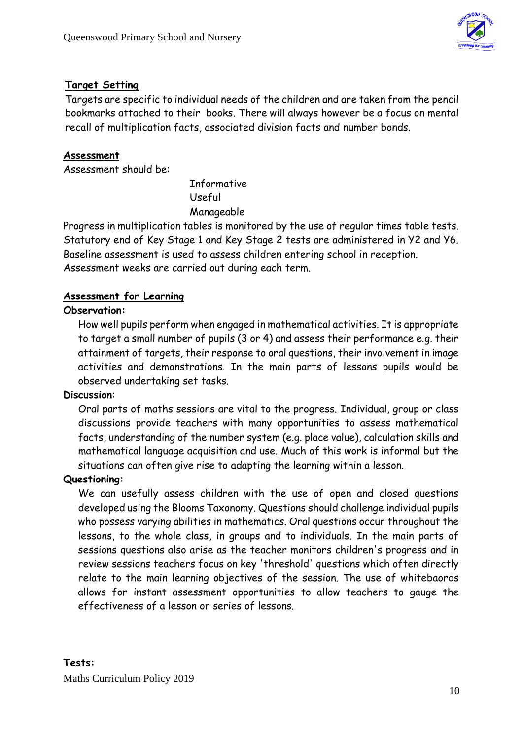**Target Setting**

Targets are specific to individual needs of the children and are taken from the pencil bookmarks attached to their books. There will always however be a focus on mental recall of multiplication facts, associated division facts and number bonds.

**Assessment**

Assessment should be:

Informative
Useful
Manageable

Progress in multiplication tables is monitored by the use of regular times table tests. Statutory end of Key Stage 1 and Key Stage 2 tests are administered in Y2 and Y6. Baseline assessment is used to assess children entering school in reception. Assessment weeks are carried out during each term.

**Assessment for Learning**

**Observation:**

How well pupils perform when engaged in mathematical activities. It is appropriate to target a small number of pupils (3 or 4) and assess their performance e.g. their attainment of targets, their response to oral questions, their involvement in image activities and demonstrations. In the main parts of lessons pupils would be observed undertaking set tasks.

**Discussion:**

Oral parts of maths sessions are vital to the progress. Individual, group or class discussions provide teachers with many opportunities to assess mathematical facts, understanding of the number system (e.g. place value), calculation skills and mathematical language acquisition and use. Much of this work is informal but the situations can often give rise to adapting the learning within a lesson.

**Questioning:**

We can usefully assess children with the use of open and closed questions developed using the Blooms Taxonomy. Questions should challenge individual pupils who possess varying abilities in mathematics. Oral questions occur throughout the lessons, to the whole class, in groups and to individuals. In the main parts of sessions questions also arise as the teacher monitors children's progress and in review sessions teachers focus on key 'threshold' questions which often directly relate to the main learning objectives of the session. The use of whitebaords allows for instant assessment opportunities to allow teachers to gauge the effectiveness of a lesson or series of lessons.

**Tests:**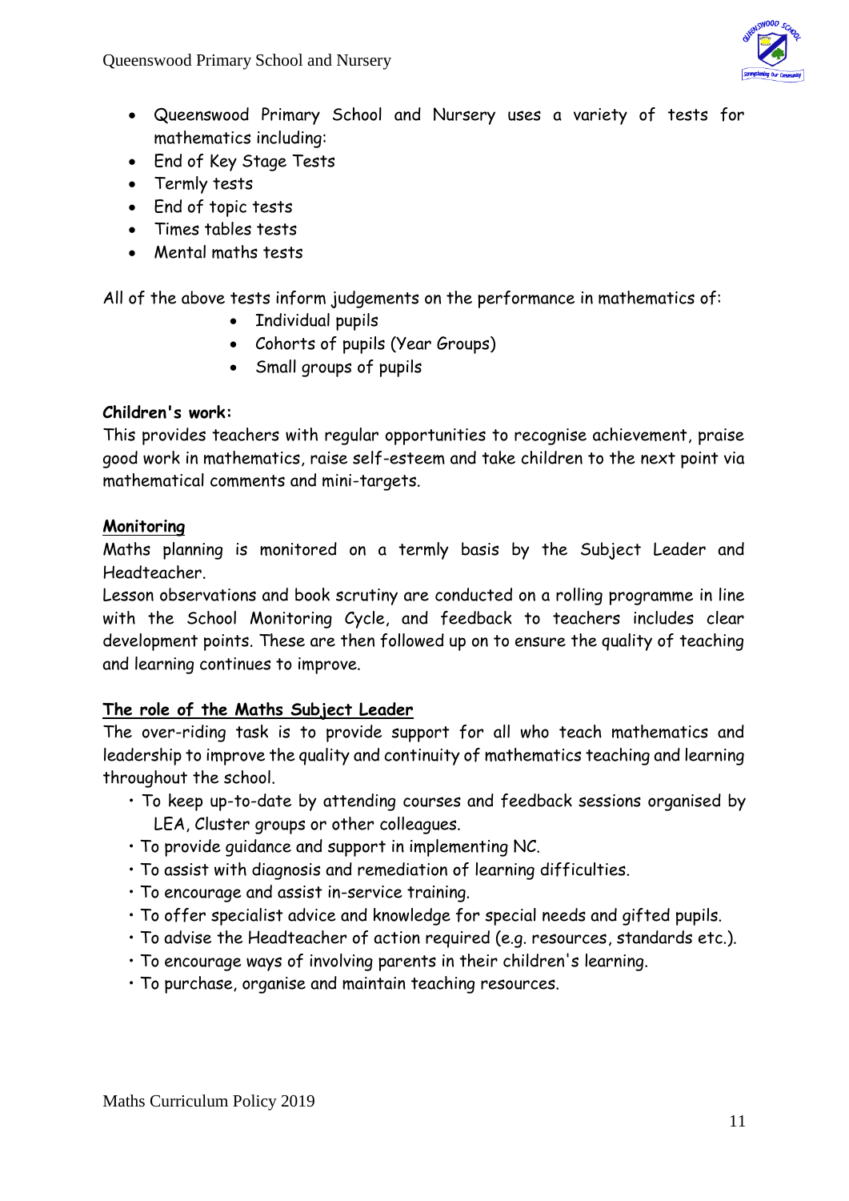- Queenswood Primary School and Nursery uses a variety of tests for mathematics including:
- End of Key Stage Tests
- Termly tests
- End of topic tests
- Times tables tests
- Mental maths tests

All of the above tests inform judgements on the performance in mathematics of:

- Individual pupils
- Cohorts of pupils (Year Groups)
- Small groups of pupils

**Children's work:**
This provides teachers with regular opportunities to recognise achievement, praise good work in mathematics, raise self-esteem and take children to the next point via mathematical comments and mini-targets.

**Monitoring**

Maths planning is monitored on a termly basis by the Subject Leader and Headteacher.
Lesson observations and book scrutiny are conducted on a rolling programme in line with the School Monitoring Cycle, and feedback to teachers includes clear development points. These are then followed up on to ensure the quality of teaching and learning continues to improve.

**The role of the Maths Subject Leader**

The over-riding task is to provide support for all who teach mathematics and leadership to improve the quality and continuity of mathematics teaching and learning throughout the school.

- To keep up-to-date by attending courses and feedback sessions organised by LEA, Cluster groups or other colleagues.
- To provide guidance and support in implementing NC.
- To assist with diagnosis and remediation of learning difficulties.
- To encourage and assist in-service training.
- To offer specialist advice and knowledge for special needs and gifted pupils.
- To advise the Headteacher of action required (e.g. resources, standards etc.).
- To encourage ways of involving parents in their children's learning.
- To purchase, organise and maintain teaching resources.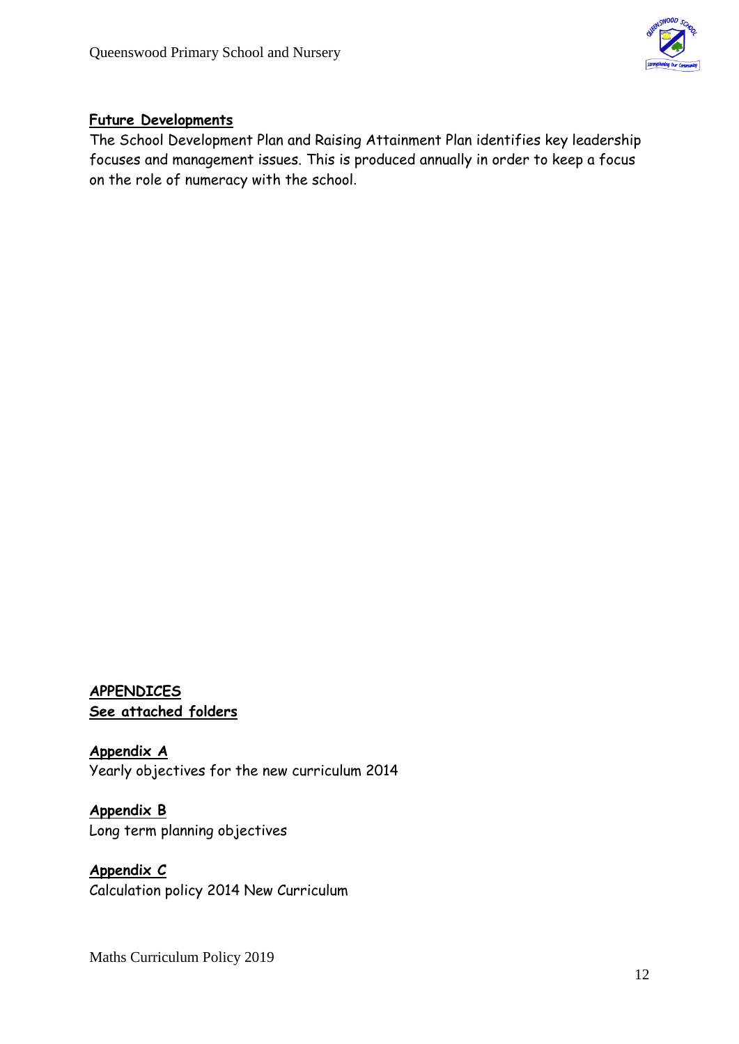## Future Developments

The School Development Plan and Raising Attainment Plan identifies key leadership focuses and management issues. This is produced annually in order to keep a focus on the role of numeracy with the school.

## APPENDICES

**See attached folders**

**Appendix A**

Yearly objectives for the new curriculum 2014

**Appendix B**

Long term planning objectives

**Appendix C**

Calculation policy 2014 New Curriculum